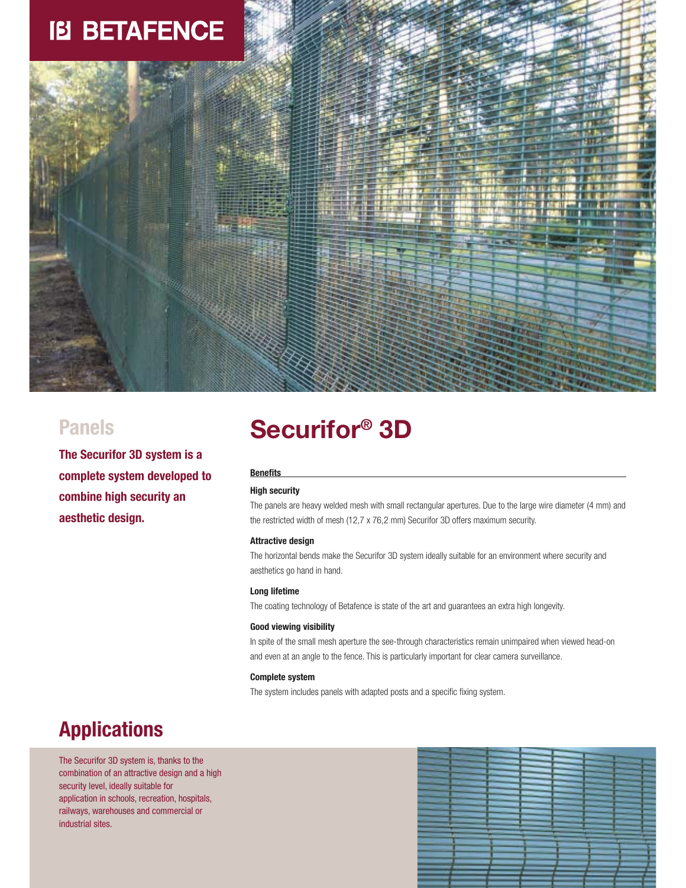BETAFENCE

## Panels

**The Securifor 3D system is a complete system developed to combine high security an aesthetic design.**

# Securifor® 3D

**Benefits**

**High security**

The panels are heavy welded mesh with small rectangular apertures. Due to the large wire diameter (4 mm) and the restricted width of mesh (12,7 x 76,2 mm) Securifor 3D offers maximum security.

**Attractive design**

The horizontal bends make the Securifor 3D system ideally suitable for an environment where security and aesthetics go hand in hand.

**Long lifetime**

The coating technology of Betafence is state of the art and guarantees an extra high longevity.

**Good viewing visibility**

In spite of the small mesh aperture the see-through characteristics remain unimpaired when viewed head-on and even at an angle to the fence. This is particularly important for clear camera surveillance.

**Complete system**

The system includes panels with adapted posts and a specific fixing system.

## Applications

The Securifor 3D system is, thanks to the combination of an attractive design and a high security level, ideally suitable for application in schools, recreation, hospitals, railways, warehouses and commercial or industrial sites.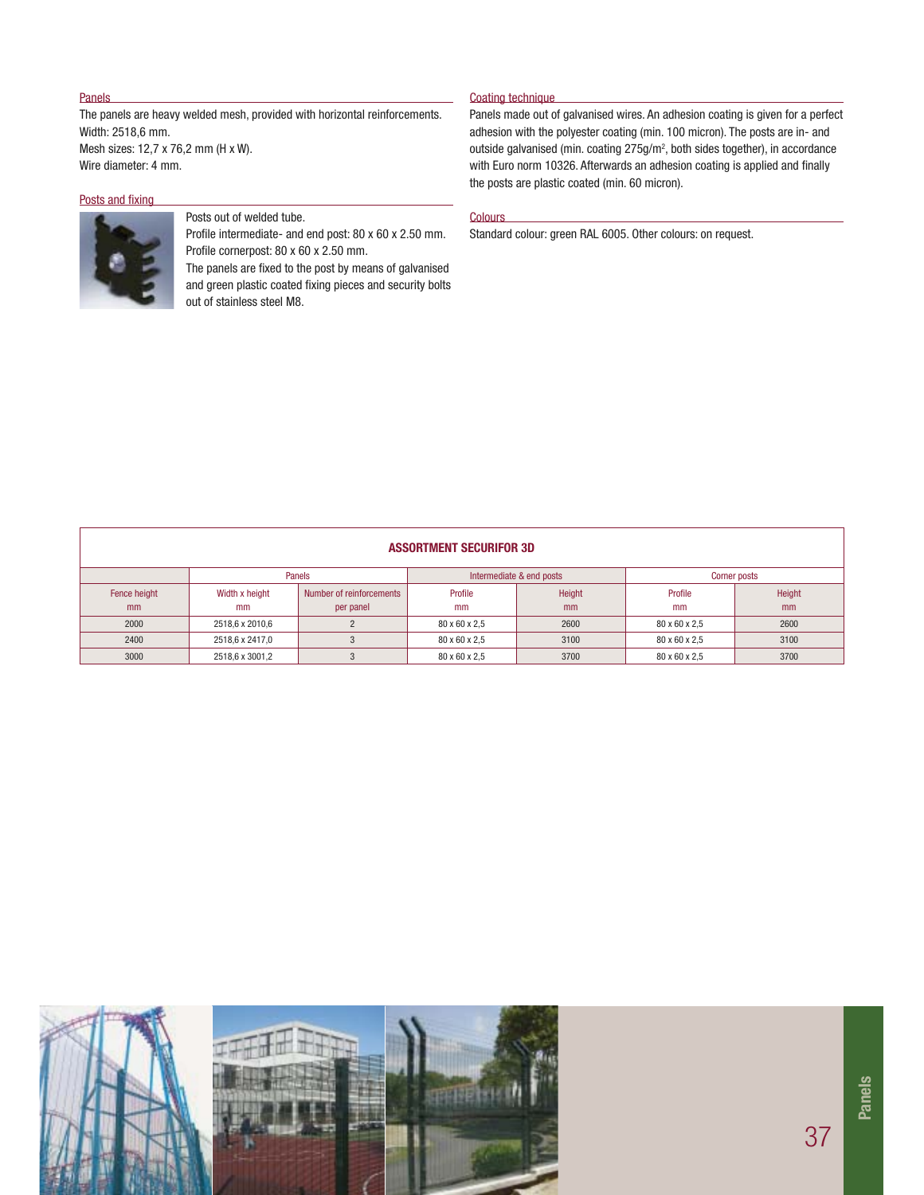## Panels

The panels are heavy welded mesh, provided with horizontal reinforcements.
Width: 2518,6 mm.
Mesh sizes: 12,7 x 76,2 mm (H x W).
Wire diameter: 4 mm.

## Posts and fixing

Posts out of welded tube.
Profile intermediate- and end post: 80 x 60 x 2.50 mm.
Profile cornerpost: 80 x 60 x 2.50 mm.
The panels are fixed to the post by means of galvanised and green plastic coated fixing pieces and security bolts out of stainless steel M8.

## Coating technique

Panels made out of galvanised wires. An adhesion coating is given for a perfect adhesion with the polyester coating (min. 100 micron). The posts are in- and outside galvanised (min. coating 275g/m², both sides together), in accordance with Euro norm 10326. Afterwards an adhesion coating is applied and finally the posts are plastic coated (min. 60 micron).

## Colours

Standard colour: green RAL 6005. Other colours: on request.

**ASSORTMENT SECURIFOR 3D**

| | Panels | | Intermediate & end posts | | Corner posts | |
|---|---|---|---|---|---|---|
| Fence height mm | Width x height mm | Number of reinforcements per panel | Profile mm | Height mm | Profile mm | Height mm |
| 2000 | 2518,6 x 2010,6 | 2 | 80 x 60 x 2,5 | 2600 | 80 x 60 x 2,5 | 2600 |
| 2400 | 2518,6 x 2417,0 | 3 | 80 x 60 x 2,5 | 3100 | 80 x 60 x 2,5 | 3100 |
| 3000 | 2518,6 x 3001,2 | 3 | 80 x 60 x 2,5 | 3700 | 80 x 60 x 2,5 | 3700 |